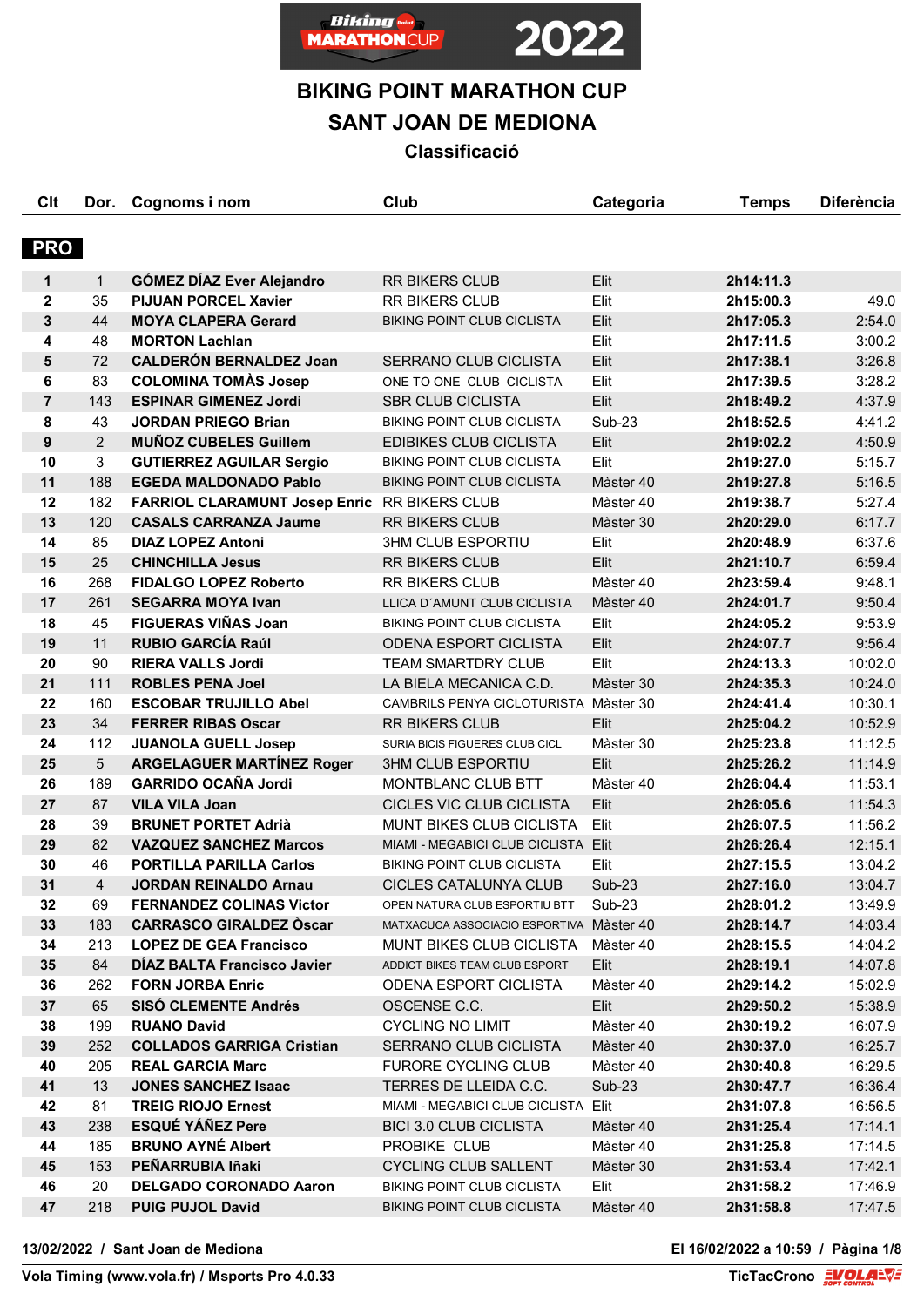# BIKING POINT MARATHON CUP

## SANT JOAN DE MEDIONA

### Classificació

**PRO**

| Clt | Dor. | Cognoms i nom | Club | Categoria | Temps | Diferència |
|---|---|---|---|---|---|---|
| 1 | 1 | **GÓMEZ DÍAZ Ever Alejandro** | RR BIKERS CLUB | Elit | **2h14:11.3** | |
| 2 | 35 | **PIJUAN PORCEL Xavier** | RR BIKERS CLUB | Elit | **2h15:00.3** | 49.0 |
| 3 | 44 | **MOYA CLAPERA Gerard** | BIKING POINT CLUB CICLISTA | Elit | **2h17:05.3** | 2:54.0 |
| 4 | 48 | **MORTON Lachlan** | | Elit | **2h17:11.5** | 3:00.2 |
| 5 | 72 | **CALDERÓN BERNALDEZ Joan** | SERRANO CLUB CICLISTA | Elit | **2h17:38.1** | 3:26.8 |
| 6 | 83 | **COLOMINA TOMÀS Josep** | ONE TO ONE CLUB CICLISTA | Elit | **2h17:39.5** | 3:28.2 |
| 7 | 143 | **ESPINAR GIMENEZ Jordi** | SBR CLUB CICLISTA | Elit | **2h18:49.2** | 4:37.9 |
| 8 | 43 | **JORDAN PRIEGO Brian** | BIKING POINT CLUB CICLISTA | Sub-23 | **2h18:52.5** | 4:41.2 |
| 9 | 2 | **MUÑOZ CUBELES Guillem** | EDIBIKES CLUB CICLISTA | Elit | **2h19:02.2** | 4:50.9 |
| 10 | 3 | **GUTIERREZ AGUILAR Sergio** | BIKING POINT CLUB CICLISTA | Elit | **2h19:27.0** | 5:15.7 |
| 11 | 188 | **EGEDA MALDONADO Pablo** | BIKING POINT CLUB CICLISTA | Màster 40 | **2h19:27.8** | 5:16.5 |
| 12 | 182 | **FARRIOL CLARAMUNT Josep Enric** | RR BIKERS CLUB | Màster 40 | **2h19:38.7** | 5:27.4 |
| 13 | 120 | **CASALS CARRANZA Jaume** | RR BIKERS CLUB | Màster 30 | **2h20:29.0** | 6:17.7 |
| 14 | 85 | **DIAZ LOPEZ Antoni** | 3HM CLUB ESPORTIU | Elit | **2h20:48.9** | 6:37.6 |
| 15 | 25 | **CHINCHILLA Jesus** | RR BIKERS CLUB | Elit | **2h21:10.7** | 6:59.4 |
| 16 | 268 | **FIDALGO LOPEZ Roberto** | RR BIKERS CLUB | Màster 40 | **2h23:59.4** | 9:48.1 |
| 17 | 261 | **SEGARRA MOYA Ivan** | LLICA D´AMUNT CLUB CICLISTA | Màster 40 | **2h24:01.7** | 9:50.4 |
| 18 | 45 | **FIGUERAS VIÑAS Joan** | BIKING POINT CLUB CICLISTA | Elit | **2h24:05.2** | 9:53.9 |
| 19 | 11 | **RUBIO GARCÍA Raúl** | ODENA ESPORT CICLISTA | Elit | **2h24:07.7** | 9:56.4 |
| 20 | 90 | **RIERA VALLS Jordi** | TEAM SMARTDRY CLUB | Elit | **2h24:13.3** | 10:02.0 |
| 21 | 111 | **ROBLES PENA Joel** | LA BIELA MECANICA C.D. | Màster 30 | **2h24:35.3** | 10:24.0 |
| 22 | 160 | **ESCOBAR TRUJILLO Abel** | CAMBRILS PENYA CICLOTURISTA | Màster 30 | **2h24:41.4** | 10:30.1 |
| 23 | 34 | **FERRER RIBAS Oscar** | RR BIKERS CLUB | Elit | **2h25:04.2** | 10:52.9 |
| 24 | 112 | **JUANOLA GUELL Josep** | SURIA BICIS FIGUERES CLUB CICL | Màster 30 | **2h25:23.8** | 11:12.5 |
| 25 | 5 | **ARGELAGUER MARTÍNEZ Roger** | 3HM CLUB ESPORTIU | Elit | **2h25:26.2** | 11:14.9 |
| 26 | 189 | **GARRIDO OCAÑA Jordi** | MONTBLANC CLUB BTT | Màster 40 | **2h26:04.4** | 11:53.1 |
| 27 | 87 | **VILA VILA Joan** | CICLES VIC CLUB CICLISTA | Elit | **2h26:05.6** | 11:54.3 |
| 28 | 39 | **BRUNET PORTET Adrià** | MUNT BIKES CLUB CICLISTA | Elit | **2h26:07.5** | 11:56.2 |
| 29 | 82 | **VAZQUEZ SANCHEZ Marcos** | MIAMI - MEGABICI CLUB CICLISTA | Elit | **2h26:26.4** | 12:15.1 |
| 30 | 46 | **PORTILLA PARILLA Carlos** | BIKING POINT CLUB CICLISTA | Elit | **2h27:15.5** | 13:04.2 |
| 31 | 4 | **JORDAN REINALDO Arnau** | CICLES CATALUNYA CLUB | Sub-23 | **2h27:16.0** | 13:04.7 |
| 32 | 69 | **FERNANDEZ COLINAS Victor** | OPEN NATURA CLUB ESPORTIU BTT | Sub-23 | **2h28:01.2** | 13:49.9 |
| 33 | 183 | **CARRASCO GIRALDEZ Òscar** | MATXACUCA ASSOCIACIO ESPORTIVA | Màster 40 | **2h28:14.7** | 14:03.4 |
| 34 | 213 | **LOPEZ DE GEA Francisco** | MUNT BIKES CLUB CICLISTA | Màster 40 | **2h28:15.5** | 14:04.2 |
| 35 | 84 | **DÍAZ BALTA Francisco Javier** | ADDICT BIKES TEAM CLUB ESPORT | Elit | **2h28:19.1** | 14:07.8 |
| 36 | 262 | **FORN JORBA Enric** | ODENA ESPORT CICLISTA | Màster 40 | **2h29:14.2** | 15:02.9 |
| 37 | 65 | **SISÓ CLEMENTE Andrés** | OSCENSE C.C. | Elit | **2h29:50.2** | 15:38.9 |
| 38 | 199 | **RUANO David** | CYCLING NO LIMIT | Màster 40 | **2h30:19.2** | 16:07.9 |
| 39 | 252 | **COLLADOS GARRIGA Cristian** | SERRANO CLUB CICLISTA | Màster 40 | **2h30:37.0** | 16:25.7 |
| 40 | 205 | **REAL GARCIA Marc** | FURORE CYCLING CLUB | Màster 40 | **2h30:40.8** | 16:29.5 |
| 41 | 13 | **JONES SANCHEZ Isaac** | TERRES DE LLEIDA C.C. | Sub-23 | **2h30:47.7** | 16:36.4 |
| 42 | 81 | **TREIG RIOJO Ernest** | MIAMI - MEGABICI CLUB CICLISTA | Elit | **2h31:07.8** | 16:56.5 |
| 43 | 238 | **ESQUÉ YÁÑEZ Pere** | BICI 3.0 CLUB CICLISTA | Màster 40 | **2h31:25.4** | 17:14.1 |
| 44 | 185 | **BRUNO AYNÉ Albert** | PROBIKE CLUB | Màster 40 | **2h31:25.8** | 17:14.5 |
| 45 | 153 | **PEÑARRUBIA Iñaki** | CYCLING CLUB SALLENT | Màster 30 | **2h31:53.4** | 17:42.1 |
| 46 | 20 | **DELGADO CORONADO Aaron** | BIKING POINT CLUB CICLISTA | Elit | **2h31:58.2** | 17:46.9 |
| 47 | 218 | **PUIG PUJOL David** | BIKING POINT CLUB CICLISTA | Màster 40 | **2h31:58.8** | 17:47.5 |

**13/02/2022 / Sant Joan de Mediona** — **El 16/02/2022 a 10:59**

**Vola Timing (www.vola.fr) / Msports Pro 4.0.33** — **TicTacCrono**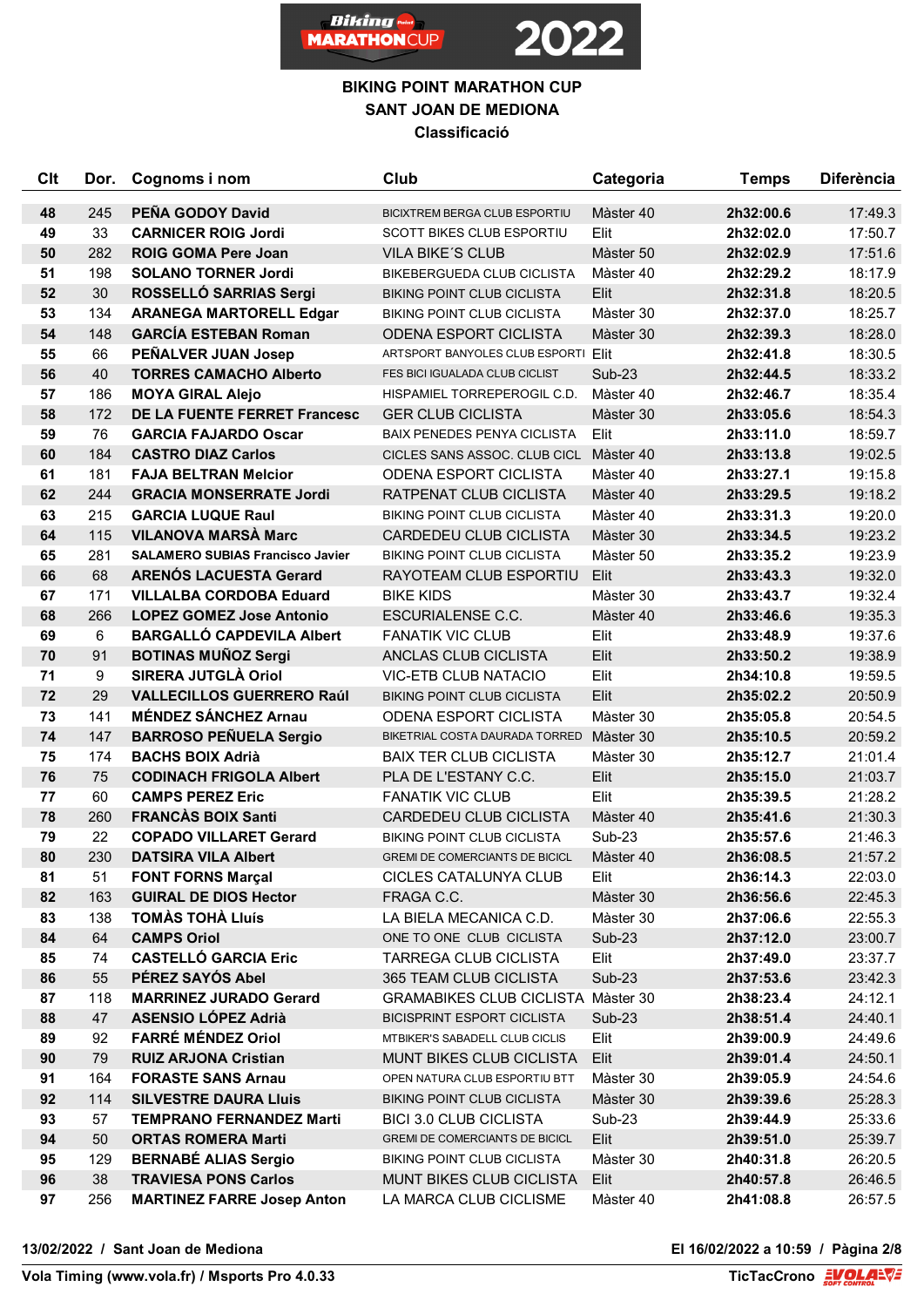# BIKING POINT MARATHON CUP
## SANT JOAN DE MEDIONA
### Classificació

| Clt | Dor. | Cognoms i nom | Club | Categoria | Temps | Diferència |
|---|---|---|---|---|---|---|
| 48 | 245 | PEÑA GODOY David | BICIXTREM BERGA CLUB ESPORTIU | Màster 40 | 2h32:00.6 | 17:49.3 |
| 49 | 33 | CARNICER ROIG Jordi | SCOTT BIKES CLUB ESPORTIU | Elit | 2h32:02.0 | 17:50.7 |
| 50 | 282 | ROIG GOMA Pere Joan | VILA BIKE´S CLUB | Màster 50 | 2h32:02.9 | 17:51.6 |
| 51 | 198 | SOLANO TORNER Jordi | BIKEBERGUEDA CLUB CICLISTA | Màster 40 | 2h32:29.2 | 18:17.9 |
| 52 | 30 | ROSSELLÓ SARRIAS Sergi | BIKING POINT CLUB CICLISTA | Elit | 2h32:31.8 | 18:20.5 |
| 53 | 134 | ARANEGA MARTORELL Edgar | BIKING POINT CLUB CICLISTA | Màster 30 | 2h32:37.0 | 18:25.7 |
| 54 | 148 | GARCÍA ESTEBAN Roman | ODENA ESPORT CICLISTA | Màster 30 | 2h32:39.3 | 18:28.0 |
| 55 | 66 | PEÑALVER JUAN Josep | ARTSPORT BANYOLES CLUB ESPORTI | Elit | 2h32:41.8 | 18:30.5 |
| 56 | 40 | TORRES CAMACHO Alberto | FES BICI IGUALADA CLUB CICLIST | Sub-23 | 2h32:44.5 | 18:33.2 |
| 57 | 186 | MOYA GIRAL Alejo | HISPAMIEL TORREPEROGIL C.D. | Màster 40 | 2h32:46.7 | 18:35.4 |
| 58 | 172 | DE LA FUENTE FERRET Francesc | GER CLUB CICLISTA | Màster 30 | 2h33:05.6 | 18:54.3 |
| 59 | 76 | GARCIA FAJARDO Oscar | BAIX PENEDES PENYA CICLISTA | Elit | 2h33:11.0 | 18:59.7 |
| 60 | 184 | CASTRO DIAZ Carlos | CICLES SANS ASSOC. CLUB CICL | Màster 40 | 2h33:13.8 | 19:02.5 |
| 61 | 181 | FAJA BELTRAN Melcior | ODENA ESPORT CICLISTA | Màster 40 | 2h33:27.1 | 19:15.8 |
| 62 | 244 | GRACIA MONSERRATE Jordi | RATPENAT CLUB CICLISTA | Màster 40 | 2h33:29.5 | 19:18.2 |
| 63 | 215 | GARCIA LUQUE Raul | BIKING POINT CLUB CICLISTA | Màster 40 | 2h33:31.3 | 19:20.0 |
| 64 | 115 | VILANOVA MARSÀ Marc | CARDEDEU CLUB CICLISTA | Màster 30 | 2h33:34.5 | 19:23.2 |
| 65 | 281 | SALAMERO SUBIAS Francisco Javier | BIKING POINT CLUB CICLISTA | Màster 50 | 2h33:35.2 | 19:23.9 |
| 66 | 68 | ARENÓS LACUESTA Gerard | RAYOTEAM CLUB ESPORTIU | Elit | 2h33:43.3 | 19:32.0 |
| 67 | 171 | VILLALBA CORDOBA Eduard | BIKE KIDS | Màster 30 | 2h33:43.7 | 19:32.4 |
| 68 | 266 | LOPEZ GOMEZ Jose Antonio | ESCURIALENSE C.C. | Màster 40 | 2h33:46.6 | 19:35.3 |
| 69 | 6 | BARGALLÓ CAPDEVILA Albert | FANATIK VIC CLUB | Elit | 2h33:48.9 | 19:37.6 |
| 70 | 91 | BOTINAS MUÑOZ Sergi | ANCLAS CLUB CICLISTA | Elit | 2h33:50.2 | 19:38.9 |
| 71 | 9 | SIRERA JUTGLÀ Oriol | VIC-ETB CLUB NATACIO | Elit | 2h34:10.8 | 19:59.5 |
| 72 | 29 | VALLECILLOS GUERRERO Raúl | BIKING POINT CLUB CICLISTA | Elit | 2h35:02.2 | 20:50.9 |
| 73 | 141 | MÉNDEZ SÁNCHEZ Arnau | ODENA ESPORT CICLISTA | Màster 30 | 2h35:05.8 | 20:54.5 |
| 74 | 147 | BARROSO PEÑUELA Sergio | BIKETRIAL COSTA DAURADA TORRED | Màster 30 | 2h35:10.5 | 20:59.2 |
| 75 | 174 | BACHS BOIX Adrià | BAIX TER CLUB CICLISTA | Màster 30 | 2h35:12.7 | 21:01.4 |
| 76 | 75 | CODINACH FRIGOLA Albert | PLA DE L'ESTANY C.C. | Elit | 2h35:15.0 | 21:03.7 |
| 77 | 60 | CAMPS PEREZ Eric | FANATIK VIC CLUB | Elit | 2h35:39.5 | 21:28.2 |
| 78 | 260 | FRANCÀS BOIX Santi | CARDEDEU CLUB CICLISTA | Màster 40 | 2h35:41.6 | 21:30.3 |
| 79 | 22 | COPADO VILLARET Gerard | BIKING POINT CLUB CICLISTA | Sub-23 | 2h35:57.6 | 21:46.3 |
| 80 | 230 | DATSIRA VILA Albert | GREMI DE COMERCIANTS DE BICICL | Màster 40 | 2h36:08.5 | 21:57.2 |
| 81 | 51 | FONT FORNS Marçal | CICLES CATALUNYA CLUB | Elit | 2h36:14.3 | 22:03.0 |
| 82 | 163 | GUIRAL DE DIOS Hector | FRAGA C.C. | Màster 30 | 2h36:56.6 | 22:45.3 |
| 83 | 138 | TOMÀS TOHÀ Lluís | LA BIELA MECANICA C.D. | Màster 30 | 2h37:06.6 | 22:55.3 |
| 84 | 64 | CAMPS Oriol | ONE TO ONE CLUB CICLISTA | Sub-23 | 2h37:12.0 | 23:00.7 |
| 85 | 74 | CASTELLÓ GARCIA Eric | TARREGA CLUB CICLISTA | Elit | 2h37:49.0 | 23:37.7 |
| 86 | 55 | PÉREZ SAYÓS Abel | 365 TEAM CLUB CICLISTA | Sub-23 | 2h37:53.6 | 23:42.3 |
| 87 | 118 | MARRINEZ JURADO Gerard | GRAMABIKES CLUB CICLISTA | Màster 30 | 2h38:23.4 | 24:12.1 |
| 88 | 47 | ASENSIO LÓPEZ Adrià | BICISPRINT ESPORT CICLISTA | Sub-23 | 2h38:51.4 | 24:40.1 |
| 89 | 92 | FARRÉ MÉNDEZ Oriol | MTBIKER'S SABADELL CLUB CICLIS | Elit | 2h39:00.9 | 24:49.6 |
| 90 | 79 | RUIZ ARJONA Cristian | MUNT BIKES CLUB CICLISTA | Elit | 2h39:01.4 | 24:50.1 |
| 91 | 164 | FORASTE SANS Arnau | OPEN NATURA CLUB ESPORTIU BTT | Màster 30 | 2h39:05.9 | 24:54.6 |
| 92 | 114 | SILVESTRE DAURA Lluis | BIKING POINT CLUB CICLISTA | Màster 30 | 2h39:39.6 | 25:28.3 |
| 93 | 57 | TEMPRANO FERNANDEZ Marti | BICI 3.0 CLUB CICLISTA | Sub-23 | 2h39:44.9 | 25:33.6 |
| 94 | 50 | ORTAS ROMERA Marti | GREMI DE COMERCIANTS DE BICICL | Elit | 2h39:51.0 | 25:39.7 |
| 95 | 129 | BERNABÉ ALIAS Sergio | BIKING POINT CLUB CICLISTA | Màster 30 | 2h40:31.8 | 26:20.5 |
| 96 | 38 | TRAVIESA PONS Carlos | MUNT BIKES CLUB CICLISTA | Elit | 2h40:57.8 | 26:46.5 |
| 97 | 256 | MARTINEZ FARRE Josep Anton | LA MARCA CLUB CICLISME | Màster 40 | 2h41:08.8 | 26:57.5 |

13/02/2022 / Sant Joan de Mediona — El 16/02/2022 a 10:59

Vola Timing (www.vola.fr) / Msports Pro 4.0.33 — TicTacCrono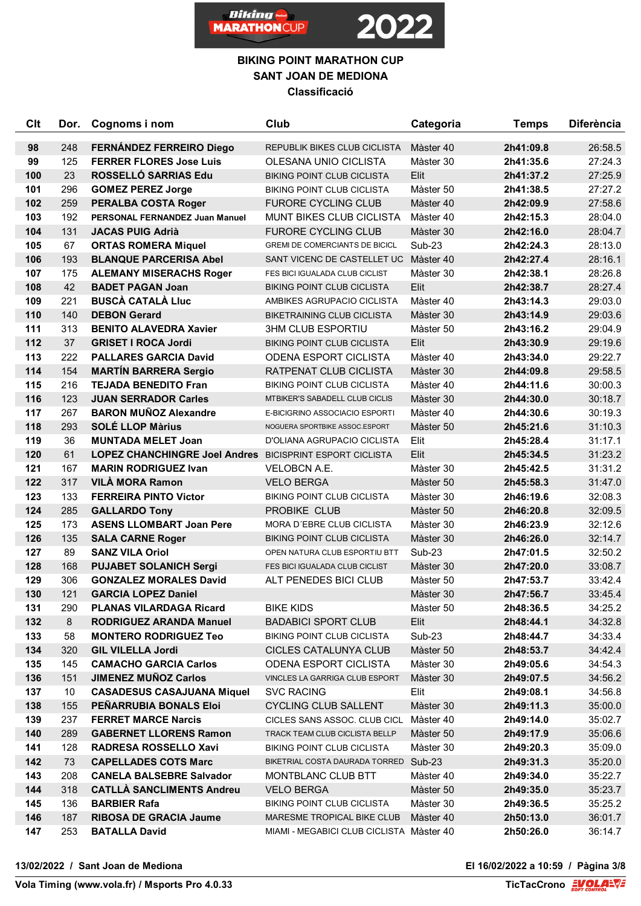**BIKING POINT MARATHON CUP**
**SANT JOAN DE MEDIONA**
**Classificació**

| Clt | Dor. | Cognoms i nom | Club | Categoria | Temps | Diferència |
|---|---|---|---|---|---|---|
| 98 | 248 | FERNÁNDEZ FERREIRO Diego | REPUBLIK BIKES CLUB CICLISTA | Màster 40 | 2h41:09.8 | 26:58.5 |
| 99 | 125 | FERRER FLORES Jose Luis | OLESANA UNIO CICLISTA | Màster 30 | 2h41:35.6 | 27:24.3 |
| 100 | 23 | ROSSELLÓ SARRIAS Edu | BIKING POINT CLUB CICLISTA | Elit | 2h41:37.2 | 27:25.9 |
| 101 | 296 | GOMEZ PEREZ Jorge | BIKING POINT CLUB CICLISTA | Màster 50 | 2h41:38.5 | 27:27.2 |
| 102 | 259 | PERALBA COSTA Roger | FURORE CYCLING CLUB | Màster 40 | 2h42:09.9 | 27:58.6 |
| 103 | 192 | PERSONAL FERNANDEZ Juan Manuel | MUNT BIKES CLUB CICLISTA | Master 40 | 2h42:15.3 | 28:04.0 |
| 104 | 131 | JACAS PUIG Adrià | FURORE CYCLING CLUB | Màster 30 | 2h42:16.0 | 28:04.7 |
| 105 | 67 | ORTAS ROMERA Miquel | GREMI DE COMERCIANTS DE BICICL | Sub-23 | 2h42:24.3 | 28:13.0 |
| 106 | 193 | BLANQUE PARCERISA Abel | SANT VICENC DE CASTELLET UC | Màster 40 | 2h42:27.4 | 28:16.1 |
| 107 | 175 | ALEMANY MISERACHS Roger | FES BICI IGUALADA CLUB CICLIST | Màster 30 | 2h42:38.1 | 28:26.8 |
| 108 | 42 | BADET PAGAN Joan | BIKING POINT CLUB CICLISTA | Elit | 2h42:38.7 | 28:27.4 |
| 109 | 221 | BUSCÀ CATALÀ Lluc | AMBIKES AGRUPACIO CICLISTA | Màster 40 | 2h43:14.3 | 29:03.0 |
| 110 | 140 | DEBON Gerard | BIKETRAINING CLUB CICLISTA | Màster 30 | 2h43:14.9 | 29:03.6 |
| 111 | 313 | BENITO ALAVEDRA Xavier | 3HM CLUB ESPORTIU | Màster 50 | 2h43:16.2 | 29:04.9 |
| 112 | 37 | GRISET I ROCA Jordi | BIKING POINT CLUB CICLISTA | Elit | 2h43:30.9 | 29:19.6 |
| 113 | 222 | PALLARES GARCIA David | ODENA ESPORT CICLISTA | Màster 40 | 2h43:34.0 | 29:22.7 |
| 114 | 154 | MARTÍN BARRERA Sergio | RATPENAT CLUB CICLISTA | Màster 30 | 2h44:09.8 | 29:58.5 |
| 115 | 216 | TEJADA BENEDITO Fran | BIKING POINT CLUB CICLISTA | Màster 40 | 2h44:11.6 | 30:00.3 |
| 116 | 123 | JUAN SERRADOR Carles | MTBIKER'S SABADELL CLUB CICLIS | Màster 30 | 2h44:30.0 | 30:18.7 |
| 117 | 267 | BARON MUÑOZ Alexandre | E-BICIGRINO ASSOCIACIO ESPORTI | Màster 40 | 2h44:30.6 | 30:19.3 |
| 118 | 293 | SOLÉ LLOP Màrius | NOGUERA SPORTBIKE ASSOC.ESPORT | Màster 50 | 2h45:21.6 | 31:10.3 |
| 119 | 36 | MUNTADA MELET Joan | D'OLIANA AGRUPACIO CICLISTA | Elit | 2h45:28.4 | 31:17.1 |
| 120 | 61 | LOPEZ CHANCHINGRE Joel Andres | BICISPRINT ESPORT CICLISTA | Elit | 2h45:34.5 | 31:23.2 |
| 121 | 167 | MARIN RODRIGUEZ Ivan | VELOBCN A.E. | Màster 30 | 2h45:42.5 | 31:31.2 |
| 122 | 317 | VILÀ MORA Ramon | VELO BERGA | Màster 50 | 2h45:58.3 | 31:47.0 |
| 123 | 133 | FERREIRA PINTO Victor | BIKING POINT CLUB CICLISTA | Màster 30 | 2h46:19.6 | 32:08.3 |
| 124 | 285 | GALLARDO Tony | PROBIKE CLUB | Màster 50 | 2h46:20.8 | 32:09.5 |
| 125 | 173 | ASENS LLOMBART Joan Pere | MORA D´EBRE CLUB CICLISTA | Màster 30 | 2h46:23.9 | 32:12.6 |
| 126 | 135 | SALA CARNE Roger | BIKING POINT CLUB CICLISTA | Màster 30 | 2h46:26.0 | 32:14.7 |
| 127 | 89 | SANZ VILA Oriol | OPEN NATURA CLUB ESPORTIU BTT | Sub-23 | 2h47:01.5 | 32:50.2 |
| 128 | 168 | PUJABET SOLANICH Sergi | FES BICI IGUALADA CLUB CICLIST | Màster 30 | 2h47:20.0 | 33:08.7 |
| 129 | 306 | GONZALEZ MORALES David | ALT PENEDES BICI CLUB | Màster 50 | 2h47:53.7 | 33:42.4 |
| 130 | 121 | GARCIA LOPEZ Daniel | | Màster 30 | 2h47:56.7 | 33:45.4 |
| 131 | 290 | PLANAS VILARDAGA Ricard | BIKE KIDS | Màster 50 | 2h48:36.5 | 34:25.2 |
| 132 | 8 | RODRIGUEZ ARANDA Manuel | BADABICI SPORT CLUB | Elit | 2h48:44.1 | 34:32.8 |
| 133 | 58 | MONTERO RODRIGUEZ Teo | BIKING POINT CLUB CICLISTA | Sub-23 | 2h48:44.7 | 34:33.4 |
| 134 | 320 | GIL VILELLA Jordi | CICLES CATALUNYA CLUB | Màster 50 | 2h48:53.7 | 34:42.4 |
| 135 | 145 | CAMACHO GARCIA Carlos | ODENA ESPORT CICLISTA | Màster 30 | 2h49:05.6 | 34:54.3 |
| 136 | 151 | JIMENEZ MUÑOZ Carlos | VINCLES LA GARRIGA CLUB ESPORT | Màster 30 | 2h49:07.5 | 34:56.2 |
| 137 | 10 | CASADESUS CASAJUANA Miquel | SVC RACING | Elit | 2h49:08.1 | 34:56.8 |
| 138 | 155 | PEÑARRUBIA BONALS Eloi | CYCLING CLUB SALLENT | Màster 30 | 2h49:11.3 | 35:00.0 |
| 139 | 237 | FERRET MARCE Narcis | CICLES SANS ASSOC. CLUB CICL | Màster 40 | 2h49:14.0 | 35:02.7 |
| 140 | 289 | GABERNET LLORENS Ramon | TRACK TEAM CLUB CICLISTA BELLP | Màster 50 | 2h49:17.9 | 35:06.6 |
| 141 | 128 | RADRESA ROSSELLO Xavi | BIKING POINT CLUB CICLISTA | Màster 30 | 2h49:20.3 | 35:09.0 |
| 142 | 73 | CAPELLADES COTS Marc | BIKETRIAL COSTA DAURADA TORRED | Sub-23 | 2h49:31.3 | 35:20.0 |
| 143 | 208 | CANELA BALSEBRE Salvador | MONTBLANC CLUB BTT | Màster 40 | 2h49:34.0 | 35:22.7 |
| 144 | 318 | CATLLÀ SANCLIMENTS Andreu | VELO BERGA | Màster 50 | 2h49:35.0 | 35:23.7 |
| 145 | 136 | BARBIER Rafa | BIKING POINT CLUB CICLISTA | Màster 30 | 2h49:36.5 | 35:25.2 |
| 146 | 187 | RIBOSA DE GRACIA Jaume | MARESME TROPICAL BIKE CLUB | Màster 40 | 2h50:13.0 | 36:01.7 |
| 147 | 253 | BATALLA David | MIAMI - MEGABICI CLUB CICLISTA | Màster 40 | 2h50:26.0 | 36:14.7 |

13/02/2022 / Sant Joan de Mediona — El 16/02/2022 a 10:59 / Pàgina 3/8

Vola Timing (www.vola.fr) / Msports Pro 4.0.33 — TicTacCrono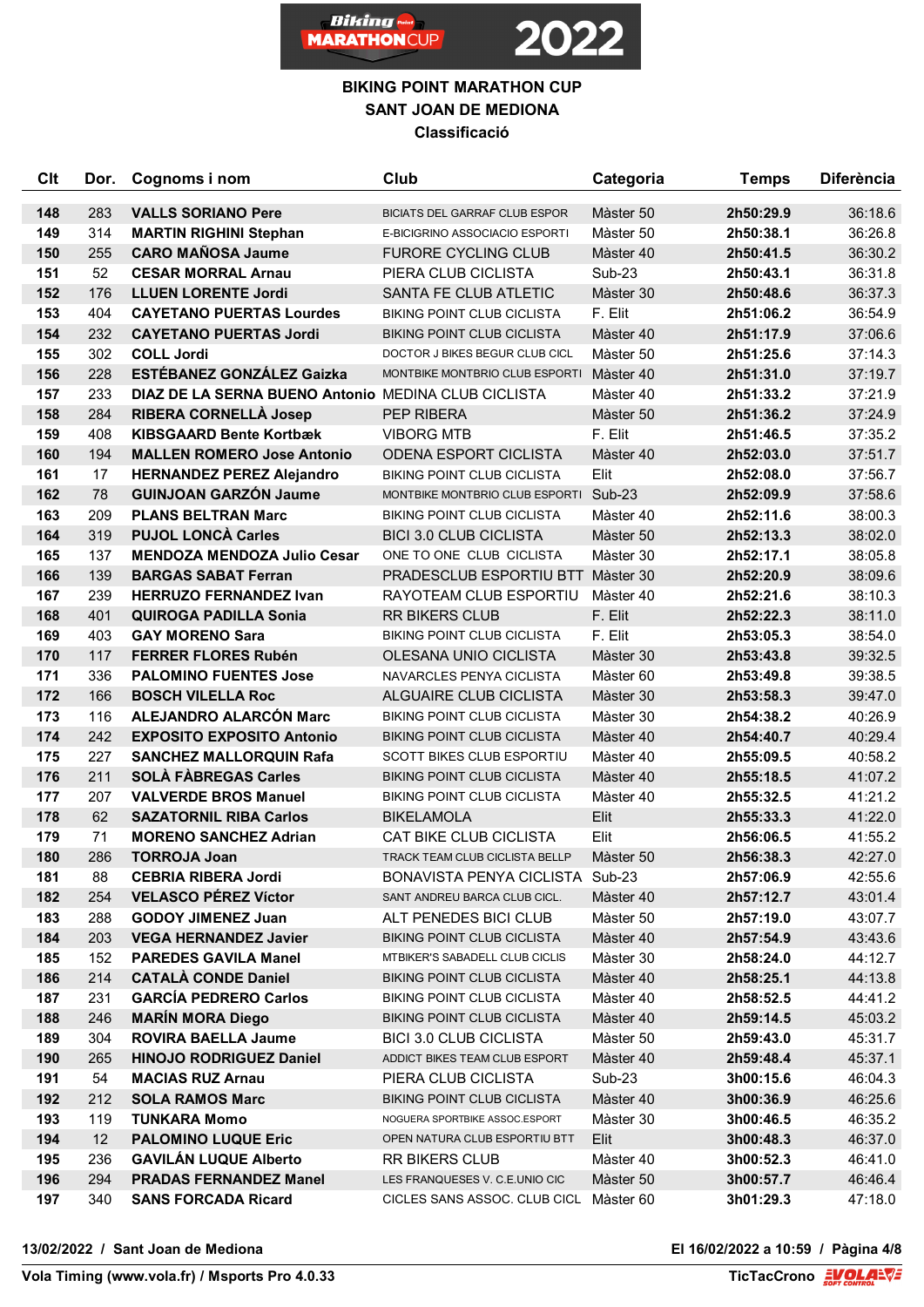# BIKING POINT MARATHON CUP
## SANT JOAN DE MEDIONA
### Classificació

| Clt | Dor. | Cognoms i nom | Club | Categoria | Temps | Diferència |
|---|---|---|---|---|---|---|
| 148 | 283 | **VALLS SORIANO Pere** | BICIATS DEL GARRAF CLUB ESPOR | Màster 50 | **2h50:29.9** | 36:18.6 |
| 149 | 314 | **MARTIN RIGHINI Stephan** | E-BICIGRINO ASSOCIACIO ESPORTI | Màster 50 | **2h50:38.1** | 36:26.8 |
| 150 | 255 | **CARO MAÑOSA Jaume** | FURORE CYCLING CLUB | Màster 40 | **2h50:41.5** | 36:30.2 |
| 151 | 52 | **CESAR MORRAL Arnau** | PIERA CLUB CICLISTA | Sub-23 | **2h50:43.1** | 36:31.8 |
| 152 | 176 | **LLUEN LORENTE Jordi** | SANTA FE CLUB ATLETIC | Màster 30 | **2h50:48.6** | 36:37.3 |
| 153 | 404 | **CAYETANO PUERTAS Lourdes** | BIKING POINT CLUB CICLISTA | F. Elit | **2h51:06.2** | 36:54.9 |
| 154 | 232 | **CAYETANO PUERTAS Jordi** | BIKING POINT CLUB CICLISTA | Màster 40 | **2h51:17.9** | 37:06.6 |
| 155 | 302 | **COLL Jordi** | DOCTOR J BIKES BEGUR CLUB CICL | Màster 50 | **2h51:25.6** | 37:14.3 |
| 156 | 228 | **ESTÉBANEZ GONZÁLEZ Gaizka** | MONTBRIKE MONTBRIO CLUB ESPORTI | Màster 40 | **2h51:31.0** | 37:19.7 |
| 157 | 233 | **DIAZ DE LA SERNA BUENO Antonio** | MEDINA CLUB CICLISTA | Màster 40 | **2h51:33.2** | 37:21.9 |
| 158 | 284 | **RIBERA CORNELLÀ Josep** | PEP RIBERA | Màster 50 | **2h51:36.2** | 37:24.9 |
| 159 | 408 | **KIBSGAARD Bente Kortbæk** | VIBORG MTB | F. Elit | **2h51:46.5** | 37:35.2 |
| 160 | 194 | **MALLEN ROMERO Jose Antonio** | ODENA ESPORT CICLISTA | Màster 40 | **2h52:03.0** | 37:51.7 |
| 161 | 17 | **HERNANDEZ PEREZ Alejandro** | BIKING POINT CLUB CICLISTA | Elit | **2h52:08.0** | 37:56.7 |
| 162 | 78 | **GUINJOAN GARZÓN Jaume** | MONTBIKE MONTBRIO CLUB ESPORTI | Sub-23 | **2h52:09.9** | 37:58.6 |
| 163 | 209 | **PLANS BELTRAN Marc** | BIKING POINT CLUB CICLISTA | Màster 40 | **2h52:11.6** | 38:00.3 |
| 164 | 319 | **PUJOL LONCÀ Carles** | BICI 3.0 CLUB CICLISTA | Màster 50 | **2h52:13.3** | 38:02.0 |
| 165 | 137 | **MENDOZA MENDOZA Julio Cesar** | ONE TO ONE CLUB CICLISTA | Màster 30 | **2h52:17.1** | 38:05.8 |
| 166 | 139 | **BARGAS SABAT Ferran** | PRADESCLUB ESPORTIU BTT | Màster 30 | **2h52:20.9** | 38:09.6 |
| 167 | 239 | **HERRUZO FERNANDEZ Ivan** | RAYOTEAM CLUB ESPORTIU | Màster 40 | **2h52:21.6** | 38:10.3 |
| 168 | 401 | **QUIROGA PADILLA Sonia** | RR BIKERS CLUB | F. Elit | **2h52:22.3** | 38:11.0 |
| 169 | 403 | **GAY MORENO Sara** | BIKING POINT CLUB CICLISTA | F. Elit | **2h53:05.3** | 38:54.0 |
| 170 | 117 | **FERRER FLORES Rubén** | OLESANA UNIO CICLISTA | Màster 30 | **2h53:43.8** | 39:32.5 |
| 171 | 336 | **PALOMINO FUENTES Jose** | NAVARCLES PENYA CICLISTA | Màster 60 | **2h53:49.8** | 39:38.5 |
| 172 | 166 | **BOSCH VILELLA Roc** | ALGUAIRE CLUB CICLISTA | Màster 30 | **2h53:58.3** | 39:47.0 |
| 173 | 116 | **ALEJANDRO ALARCÓN Marc** | BIKING POINT CLUB CICLISTA | Màster 30 | **2h54:38.2** | 40:26.9 |
| 174 | 242 | **EXPOSITO EXPOSITO Antonio** | BIKING POINT CLUB CICLISTA | Màster 40 | **2h54:40.7** | 40:29.4 |
| 175 | 227 | **SANCHEZ MALLORQUIN Rafa** | SCOTT BIKES CLUB ESPORTIU | Màster 40 | **2h55:09.5** | 40:58.2 |
| 176 | 211 | **SOLÀ FÀBREGAS Carles** | BIKING POINT CLUB CICLISTA | Màster 40 | **2h55:18.5** | 41:07.2 |
| 177 | 207 | **VALVERDE BROS Manuel** | BIKING POINT CLUB CICLISTA | Màster 40 | **2h55:32.5** | 41:21.2 |
| 178 | 62 | **SAZATORNIL RIBA Carlos** | BIKELAMOLA | Elit | **2h55:33.3** | 41:22.0 |
| 179 | 71 | **MORENO SANCHEZ Adrian** | CAT BIKE CLUB CICLISTA | Elit | **2h56:06.5** | 41:55.2 |
| 180 | 286 | **TORROJA Joan** | TRACK TEAM CLUB CICLISTA BELLP | Màster 50 | **2h56:38.3** | 42:27.0 |
| 181 | 88 | **CEBRIA RIBERA Jordi** | BONAVISTA PENYA CICLISTA | Sub-23 | **2h57:06.9** | 42:55.6 |
| 182 | 254 | **VELASCO PÉREZ Víctor** | SANT ANDREU BARCA CLUB CICL. | Màster 40 | **2h57:12.7** | 43:01.4 |
| 183 | 288 | **GODOY JIMENEZ Juan** | ALT PENEDES BICI CLUB | Màster 50 | **2h57:19.0** | 43:07.7 |
| 184 | 203 | **VEGA HERNANDEZ Javier** | BIKING POINT CLUB CICLISTA | Màster 40 | **2h57:54.9** | 43:43.6 |
| 185 | 152 | **PAREDES GAVILA Manel** | MTBIKER'S SABADELL CLUB CICLIS | Màster 30 | **2h58:24.0** | 44:12.7 |
| 186 | 214 | **CATALÀ CONDE Daniel** | BIKING POINT CLUB CICLISTA | Màster 40 | **2h58:25.1** | 44:13.8 |
| 187 | 231 | **GARCÍA PEDRERO Carlos** | BIKING POINT CLUB CICLISTA | Màster 40 | **2h58:52.5** | 44:41.2 |
| 188 | 246 | **MARÍN MORA Diego** | BIKING POINT CLUB CICLISTA | Màster 40 | **2h59:14.5** | 45:03.2 |
| 189 | 304 | **ROVIRA BAELLA Jaume** | BICI 3.0 CLUB CICLISTA | Màster 50 | **2h59:43.0** | 45:31.7 |
| 190 | 265 | **HINOJO RODRIGUEZ Daniel** | ADDICT BIKES TEAM CLUB ESPORT | Màster 40 | **2h59:48.4** | 45:37.1 |
| 191 | 54 | **MACIAS RUZ Arnau** | PIERA CLUB CICLISTA | Sub-23 | **3h00:15.6** | 46:04.3 |
| 192 | 212 | **SOLA RAMOS Marc** | BIKING POINT CLUB CICLISTA | Màster 40 | **3h00:36.9** | 46:25.6 |
| 193 | 119 | **TUNKARA Momo** | NOGUERA SPORTBIKE ASSOC.ESPORT | Màster 30 | **3h00:46.5** | 46:35.2 |
| 194 | 12 | **PALOMINO LUQUE Eric** | OPEN NATURA CLUB ESPORTIU BTT | Elit | **3h00:48.3** | 46:37.0 |
| 195 | 236 | **GAVILÁN LUQUE Alberto** | RR BIKERS CLUB | Màster 40 | **3h00:52.3** | 46:41.0 |
| 196 | 294 | **PRADAS FERNANDEZ Manel** | LES FRANQUESES V. C.E.UNIO CIC | Màster 50 | **3h00:57.7** | 46:46.4 |
| 197 | 340 | **SANS FORCADA Ricard** | CICLES SANS ASSOC. CLUB CICL | Màster 60 | **3h01:29.3** | 47:18.0 |

**13/02/2022 / Sant Joan de Mediona** — **El 16/02/2022 a 10:59**

**Vola Timing (www.vola.fr) / Msports Pro 4.0.33** — **TicTacCrono**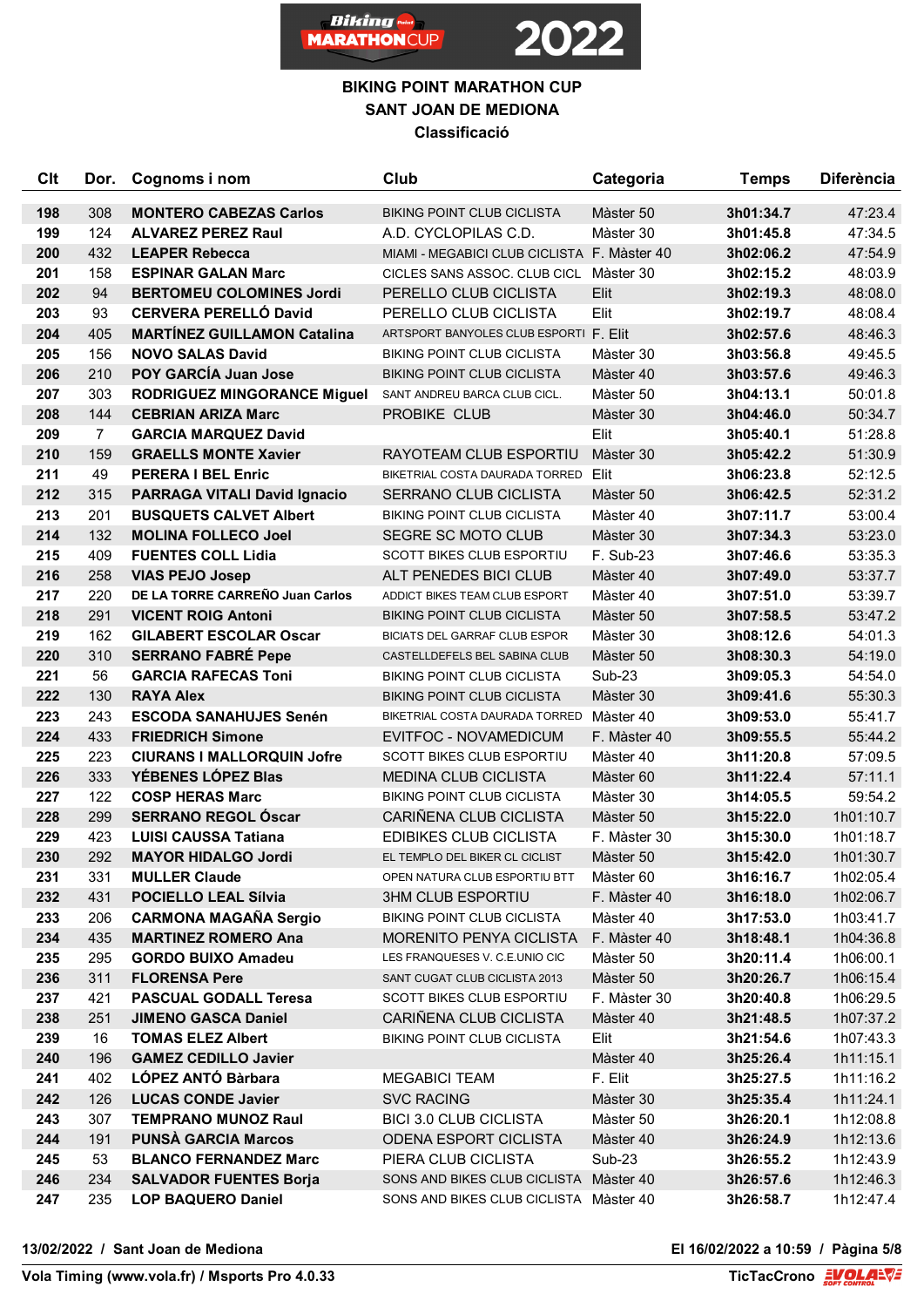# BIKING POINT MARATHON CUP
## SANT JOAN DE MEDIONA
### Classificació

| Clt | Dor. | Cognoms i nom | Club | Categoria | Temps | Diferència |
|---|---|---|---|---|---|---|
| 198 | 308 | **MONTERO CABEZAS Carlos** | BIKING POINT CLUB CICLISTA | Màster 50 | **3h01:34.7** | 47:23.4 |
| 199 | 124 | **ALVAREZ PEREZ Raul** | A.D. CYCLOPILAS C.D. | Màster 30 | **3h01:45.8** | 47:34.5 |
| 200 | 432 | **LEAPER Rebecca** | MIAMI - MEGABICI CLUB CICLISTA | F. Màster 40 | **3h02:06.2** | 47:54.9 |
| 201 | 158 | **ESPINAR GALAN Marc** | CICLES SANS ASSOC. CLUB CICL | Màster 30 | **3h02:15.2** | 48:03.9 |
| 202 | 94 | **BERTOMEU COLOMINES Jordi** | PERELLO CLUB CICLISTA | Elit | **3h02:19.3** | 48:08.0 |
| 203 | 93 | **CERVERA PERELLÓ David** | PERELLO CLUB CICLISTA | Elit | **3h02:19.7** | 48:08.4 |
| 204 | 405 | **MARTÍNEZ GUILLAMON Catalina** | ARTSPORT BANYOLES CLUB ESPORTI | F. Elit | **3h02:57.6** | 48:46.3 |
| 205 | 156 | **NOVO SALAS David** | BIKING POINT CLUB CICLISTA | Màster 30 | **3h03:56.8** | 49:45.5 |
| 206 | 210 | **POY GARCÍA Juan Jose** | BIKING POINT CLUB CICLISTA | Màster 40 | **3h03:57.6** | 49:46.3 |
| 207 | 303 | **RODRIGUEZ MINGORANCE Miguel** | SANT ANDREU BARCA CLUB CICL. | Màster 50 | **3h04:13.1** | 50:01.8 |
| 208 | 144 | **CEBRIAN ARIZA Marc** | PROBIKE CLUB | Màster 30 | **3h04:46.0** | 50:34.7 |
| 209 | 7 | **GARCIA MARQUEZ David** | | Elit | **3h05:40.1** | 51:28.8 |
| 210 | 159 | **GRAELLS MONTE Xavier** | RAYOTEAM CLUB ESPORTIU | Màster 30 | **3h05:42.2** | 51:30.9 |
| 211 | 49 | **PERERA I BEL Enric** | BIKETRIAL COSTA DAURADA TORRED | Elit | **3h06:23.8** | 52:12.5 |
| 212 | 315 | **PARRAGA VITALI David Ignacio** | SERRANO CLUB CICLISTA | Màster 50 | **3h06:42.5** | 52:31.2 |
| 213 | 201 | **BUSQUETS CASTELL Albert** | BIKING POINT CLUB CICLISTA | Màster 40 | **3h07:11.7** | 53:00.4 |
| 214 | 132 | **MOLINA FOLLECO Joel** | SEGRE SC MOTO CLUB | Màster 30 | **3h07:34.3** | 53:23.0 |
| 215 | 409 | **FUENTES COLL Lidia** | SCOTT BIKES CLUB ESPORTIU | F. Sub-23 | **3h07:46.6** | 53:35.3 |
| 216 | 258 | **VIAS PEJO Josep** | ALT PENEDES BICI CLUB | Màster 40 | **3h07:49.0** | 53:37.7 |
| 217 | 220 | **DE LA TORRE CARREÑO Juan Carlos** | ADDICT BIKES TEAM CLUB ESPORT | Màster 40 | **3h07:51.0** | 53:39.7 |
| 218 | 291 | **VICENT ROIG Antoni** | BIKING POINT CLUB CICLISTA | Màster 50 | **3h07:58.5** | 53:47.2 |
| 219 | 162 | **GILABERT ESCOLAR Oscar** | BICIATS DEL GARRAF CLUB ESPOR | Màster 30 | **3h08:12.6** | 54:01.3 |
| 220 | 310 | **SERRANO FABRÉ Pepe** | CASTELLDEFELS BEL SABINA CLUB | Màster 50 | **3h08:30.3** | 54:19.0 |
| 221 | 56 | **GARCIA RAFECAS Toni** | BIKING POINT CLUB CICLISTA | Sub-23 | **3h09:05.3** | 54:54.0 |
| 222 | 130 | **RAYA Alex** | BIKING POINT CLUB CICLISTA | Màster 30 | **3h09:41.6** | 55:30.3 |
| 223 | 243 | **ESCODA SANAHUJES Senén** | BIKETRIAL COSTA DAURADA TORRED | Màster 40 | **3h09:53.0** | 55:41.7 |
| 224 | 433 | **FRIEDRICH Simone** | EVITFOC - NOVAMEDICUM | F. Màster 40 | **3h09:55.5** | 55:44.2 |
| 225 | 223 | **CIURANS I MALLORQUIN Jofre** | SCOTT BIKES CLUB ESPORTIU | Màster 40 | **3h11:20.8** | 57:09.5 |
| 226 | 333 | **YÉBENES LÓPEZ Blas** | MEDINA CLUB CICLISTA | Màster 60 | **3h11:22.4** | 57:11.1 |
| 227 | 122 | **COSP HERAS Marc** | BIKING POINT CLUB CICLISTA | Màster 30 | **3h14:05.5** | 59:54.2 |
| 228 | 299 | **SERRANO REGOL Óscar** | CARIÑENA CLUB CICLISTA | Màster 50 | **3h15:22.0** | 1h01:10.7 |
| 229 | 423 | **LUISI CAUSSA Tatiana** | EDIBIKES CLUB CICLISTA | F. Màster 30 | **3h15:30.0** | 1h01:18.7 |
| 230 | 292 | **MAYOR HIDALGO Jordi** | EL TEMPLO DEL BIKER CL CICLIST | Màster 50 | **3h15:42.0** | 1h01:30.7 |
| 231 | 331 | **MULLER Claude** | OPEN NATURA CLUB ESPORTIU BTT | Màster 60 | **3h16:16.7** | 1h02:05.4 |
| 232 | 431 | **POCIELLO LEAL Sílvia** | 3HM CLUB ESPORTIU | F. Màster 40 | **3h16:18.0** | 1h02:06.7 |
| 233 | 206 | **CARMONA MAGAÑA Sergio** | BIKING POINT CLUB CICLISTA | Màster 40 | **3h17:53.0** | 1h03:41.7 |
| 234 | 435 | **MARTINEZ ROMERO Ana** | MORENITO PENYA CICLISTA | F. Màster 40 | **3h18:48.1** | 1h04:36.8 |
| 235 | 295 | **GORDO BUIXO Amadeu** | LES FRANQUESES V. C.E.UNIO CIC | Màster 50 | **3h20:11.4** | 1h06:00.1 |
| 236 | 311 | **FLORENSA Pere** | SANT CUGAT CLUB CICLISTA 2013 | Màster 50 | **3h20:26.7** | 1h06:15.4 |
| 237 | 421 | **PASCUAL GODALL Teresa** | SCOTT BIKES CLUB ESPORTIU | F. Màster 30 | **3h20:40.8** | 1h06:29.5 |
| 238 | 251 | **JIMENO GASCA Daniel** | CARIÑENA CLUB CICLISTA | Màster 40 | **3h21:48.5** | 1h07:37.2 |
| 239 | 16 | **TOMAS ELEZ Albert** | BIKING POINT CLUB CICLISTA | Elit | **3h21:54.6** | 1h07:43.3 |
| 240 | 196 | **GAMEZ CEDILLO Javier** | | Màster 40 | **3h25:26.4** | 1h11:15.1 |
| 241 | 402 | **LÓPEZ ANTÓ Bàrbara** | MEGABICI TEAM | F. Elit | **3h25:27.5** | 1h11:16.2 |
| 242 | 126 | **LUCAS CONDE Javier** | SVC RACING | Màster 30 | **3h25:35.4** | 1h11:24.1 |
| 243 | 307 | **TEMPRANO MUNOZ Raul** | BICI 3.0 CLUB CICLISTA | Màster 50 | **3h26:20.1** | 1h12:08.8 |
| 244 | 191 | **PUNSÀ GARCIA Marcos** | ODENA ESPORT CICLISTA | Màster 40 | **3h26:24.9** | 1h12:13.6 |
| 245 | 53 | **BLANCO FERNANDEZ Marc** | PIERA CLUB CICLISTA | Sub-23 | **3h26:55.2** | 1h12:43.9 |
| 246 | 234 | **SALVADOR FUENTES Borja** | SONS AND BIKES CLUB CICLISTA | Màster 40 | **3h26:57.6** | 1h12:46.3 |
| 247 | 235 | **LOP BAQUERO Daniel** | SONS AND BIKES CLUB CICLISTA | Màster 40 | **3h26:58.7** | 1h12:47.4 |

**13/02/2022 / Sant Joan de Mediona** — **El 16/02/2022 a 10:59**

**Vola Timing (www.vola.fr) / Msports Pro 4.0.33** — **TicTacCrono**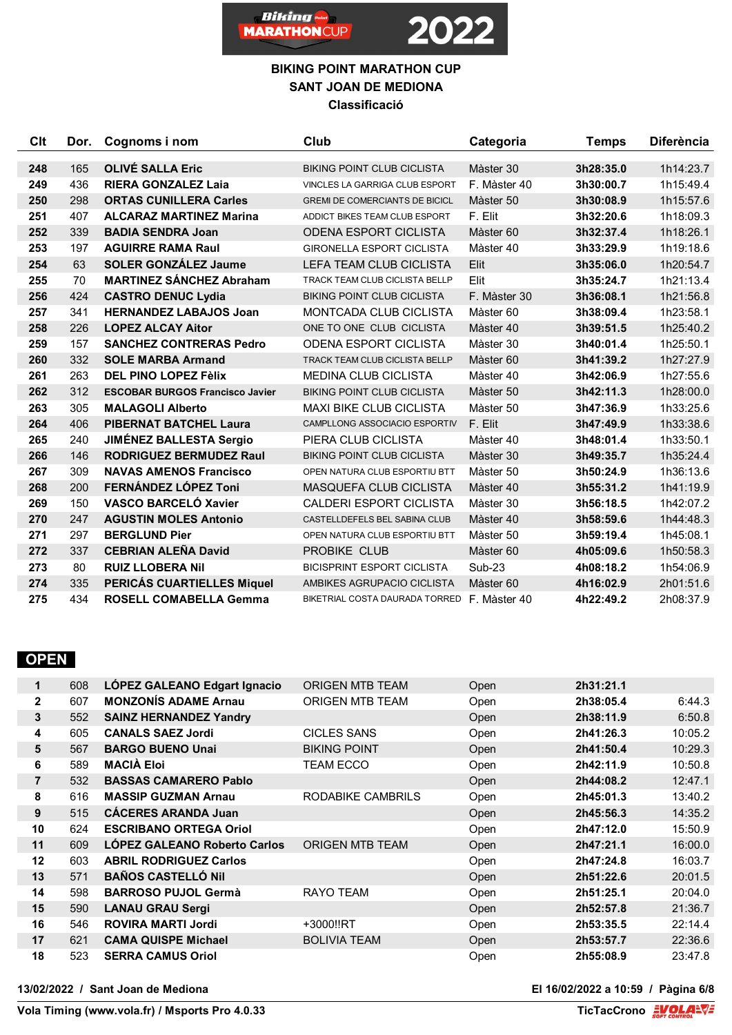# BIKING POINT MARATHON CUP

## SANT JOAN DE MEDIONA

### Classificació

| Clt | Dor. | Cognoms i nom | Club | Categoria | Temps | Diferència |
|---|---|---|---|---|---|---|
| 248 | 165 | **OLIVÉ SALLA Eric** | BIKING POINT CLUB CICLISTA | Màster 30 | **3h28:35.0** | 1h14:23.7 |
| 249 | 436 | **RIERA GONZALEZ Laia** | VINCLES LA GARRIGA CLUB ESPORT | F. Màster 40 | **3h30:00.7** | 1h15:49.4 |
| 250 | 298 | **ORTAS CUNILLERA Carles** | GREMI DE COMERCIANTS DE BICICL | Màster 50 | **3h30:08.9** | 1h15:57.6 |
| 251 | 407 | **ALCARAZ MARTINEZ Marina** | ADDICT BIKES TEAM CLUB ESPORT | F. Elit | **3h32:20.6** | 1h18:09.3 |
| 252 | 339 | **BADIA SENDRA Joan** | ODENA ESPORT CICLISTA | Màster 60 | **3h32:37.4** | 1h18:26.1 |
| 253 | 197 | **AGUIRRE RAMA Raul** | GIRONELLA ESPORT CICLISTA | Màster 40 | **3h33:29.9** | 1h19:18.6 |
| 254 | 63 | **SOLER GONZÁLEZ Jaume** | LEFA TEAM CLUB CICLISTA | Elit | **3h35:06.0** | 1h20:54.7 |
| 255 | 70 | **MARTINEZ SÁNCHEZ Abraham** | TRACK TEAM CLUB CICLISTA BELLP | Elit | **3h35:24.7** | 1h21:13.4 |
| 256 | 424 | **CASTRO DENUC Lydia** | BIKING POINT CLUB CICLISTA | F. Màster 30 | **3h36:08.1** | 1h21:56.8 |
| 257 | 341 | **HERNANDEZ LABAJOS Joan** | MONTCADA CLUB CICLISTA | Màster 60 | **3h38:09.4** | 1h23:58.1 |
| 258 | 226 | **LOPEZ ALCAY Aitor** | ONE TO ONE CLUB CICLISTA | Màster 40 | **3h39:51.5** | 1h25:40.2 |
| 259 | 157 | **SANCHEZ CONTRERAS Pedro** | ODENA ESPORT CICLISTA | Màster 30 | **3h40:01.4** | 1h25:50.1 |
| 260 | 332 | **SOLE MARBA Armand** | TRACK TEAM CLUB CICLISTA BELLP | Màster 60 | **3h41:39.2** | 1h27:27.9 |
| 261 | 263 | **DEL PINO LOPEZ Fèlix** | MEDINA CLUB CICLISTA | Màster 40 | **3h42:06.9** | 1h27:55.6 |
| 262 | 312 | **ESCOBAR BURGOS Francisco Javier** | BIKING POINT CLUB CICLISTA | Màster 50 | **3h42:11.3** | 1h28:00.0 |
| 263 | 305 | **MALAGOLI Alberto** | MAXI BIKE CLUB CICLISTA | Màster 50 | **3h47:36.9** | 1h33:25.6 |
| 264 | 406 | **PIBERNAT BATCHEL Laura** | CAMPLLONG ASSOCIACIO ESPORTIV | F. Elit | **3h47:49.9** | 1h33:38.6 |
| 265 | 240 | **JIMÉNEZ BALLESTA Sergio** | PIERA CLUB CICLISTA | Màster 40 | **3h48:01.4** | 1h33:50.1 |
| 266 | 146 | **RODRIGUEZ BERMUDEZ Raul** | BIKING POINT CLUB CICLISTA | Màster 30 | **3h49:35.7** | 1h35:24.4 |
| 267 | 309 | **NAVAS AMENOS Francisco** | OPEN NATURA CLUB ESPORTIU BTT | Màster 50 | **3h50:24.9** | 1h36:13.6 |
| 268 | 200 | **FERNÁNDEZ LÓPEZ Toni** | MASQUEFA CLUB CICLISTA | Màster 40 | **3h55:31.2** | 1h41:19.9 |
| 269 | 150 | **VASCO BARCELÓ Xavier** | CALDERI ESPORT CICLISTA | Màster 30 | **3h56:18.5** | 1h42:07.2 |
| 270 | 247 | **AGUSTIN MOLES Antonio** | CASTELLDEFELS BEL SABINA CLUB | Màster 40 | **3h58:59.6** | 1h44:48.3 |
| 271 | 297 | **BERGLUND Pier** | OPEN NATURA CLUB ESPORTIU BTT | Màster 50 | **3h59:19.4** | 1h45:08.1 |
| 272 | 337 | **CEBRIAN ALEÑA David** | PROBIKE CLUB | Màster 60 | **4h05:09.6** | 1h50:58.3 |
| 273 | 80 | **RUIZ LLOBERA Nil** | BICISPRINT ESPORT CICLISTA | Sub-23 | **4h08:18.2** | 1h54:06.9 |
| 274 | 335 | **PERICÁS CUARTIELLES Miquel** | AMBIKES AGRUPACIO CICLISTA | Màster 60 | **4h16:02.9** | 2h01:51.6 |
| 275 | 434 | **ROSELL COMABELLA Gemma** | BIKETRIAL COSTA DAURADA TORRED | F. Màster 40 | **4h22:49.2** | 2h08:37.9 |

## OPEN

| Clt | Dor. | Cognoms i nom | Club | Categoria | Temps | Diferència |
|---|---|---|---|---|---|---|
| 1 | 608 | **LÓPEZ GALEANO Edgart Ignacio** | ORIGEN MTB TEAM | Open | **2h31:21.1** | |
| 2 | 607 | **MONZONÍS ADAME Arnau** | ORIGEN MTB TEAM | Open | **2h38:05.4** | 6:44.3 |
| 3 | 552 | **SAINZ HERNANDEZ Yandry** | | Open | **2h38:11.9** | 6:50.8 |
| 4 | 605 | **CANALS SAEZ Jordi** | CICLES SANS | Open | **2h41:26.3** | 10:05.2 |
| 5 | 567 | **BARGO BUENO Unai** | BIKING POINT | Open | **2h41:50.4** | 10:29.3 |
| 6 | 589 | **MACIÀ Eloi** | TEAM ECCO | Open | **2h42:11.9** | 10:50.8 |
| 7 | 532 | **BASSAS CAMARERO Pablo** | | Open | **2h44:08.2** | 12:47.1 |
| 8 | 616 | **MASSIP GUZMAN Arnau** | RODABIKE CAMBRILS | Open | **2h45:01.3** | 13:40.2 |
| 9 | 515 | **CÁCERES ARANDA Juan** | | Open | **2h45:56.3** | 14:35.2 |
| 10 | 624 | **ESCRIBANO ORTEGA Oriol** | | Open | **2h47:12.0** | 15:50.9 |
| 11 | 609 | **LÓPEZ GALEANO Roberto Carlos** | ORIGEN MTB TEAM | Open | **2h47:21.1** | 16:00.0 |
| 12 | 603 | **ABRIL RODRIGUEZ Carlos** | | Open | **2h47:24.8** | 16:03.7 |
| 13 | 571 | **BAÑOS CASTELLÓ Nil** | | Open | **2h51:22.6** | 20:01.5 |
| 14 | 598 | **BARROSO PUJOL Germà** | RAYO TEAM | Open | **2h51:25.1** | 20:04.0 |
| 15 | 590 | **LANAU GRAU Sergi** | | Open | **2h52:57.8** | 21:36.7 |
| 16 | 546 | **ROVIRA MARTI Jordi** | +3000!!RT | Open | **2h53:35.5** | 22:14.4 |
| 17 | 621 | **CAMA QUISPE Michael** | BOLIVIA TEAM | Open | **2h53:57.7** | 22:36.6 |
| 18 | 523 | **SERRA CAMUS Oriol** | | Open | **2h55:08.9** | 23:47.8 |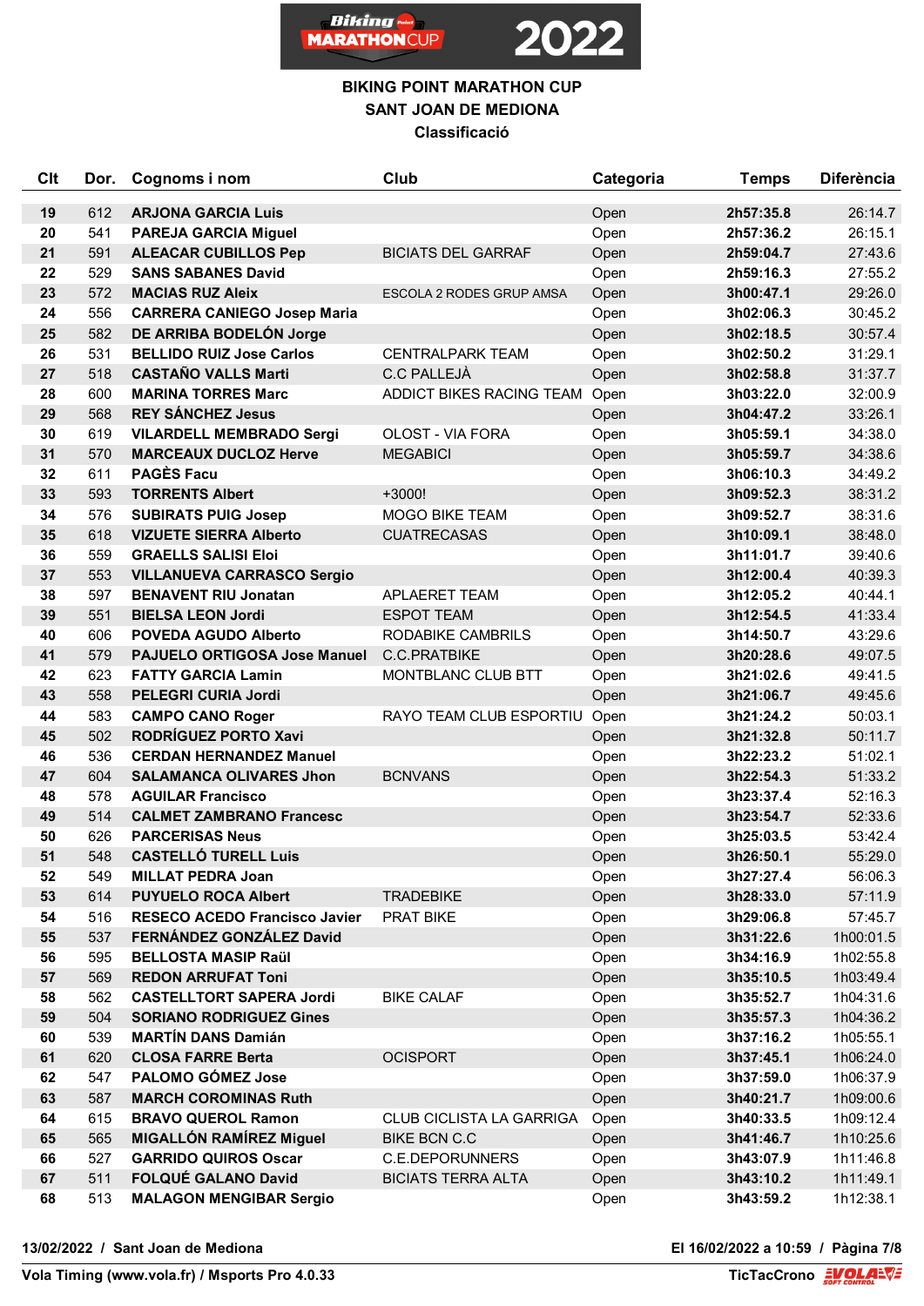# BIKING POINT MARATHON CUP
## SANT JOAN DE MEDIONA
### Classificació

| Clt | Dor. | Cognoms i nom | Club | Categoria | Temps | Diferència |
|---|---|---|---|---|---|---|
| 19 | 612 | **ARJONA GARCIA Luis** | | Open | **2h57:35.8** | 26:14.7 |
| 20 | 541 | **PAREJA GARCIA Miguel** | | Open | **2h57:36.2** | 26:15.1 |
| 21 | 591 | **ALEACAR CUBILLOS Pep** | BICIATS DEL GARRAF | Open | **2h59:04.7** | 27:43.6 |
| 22 | 529 | **SANS SABANES David** | | Open | **2h59:16.3** | 27:55.2 |
| 23 | 572 | **MACIAS RUZ Aleix** | ESCOLA 2 RODES GRUP AMSA | Open | **3h00:47.1** | 29:26.0 |
| 24 | 556 | **CARRERA CANIEGO Josep Maria** | | Open | **3h02:06.3** | 30:45.2 |
| 25 | 582 | **DE ARRIBA BODELÓN Jorge** | | Open | **3h02:18.5** | 30:57.4 |
| 26 | 531 | **BELLIDO RUIZ Jose Carlos** | CENTRALPARK TEAM | Open | **3h02:50.2** | 31:29.1 |
| 27 | 518 | **CASTAÑO VALLS Marti** | C.C PALLEJÀ | Open | **3h02:58.8** | 31:37.7 |
| 28 | 600 | **MARINA TORRES Marc** | ADDICT BIKES RACING TEAM | Open | **3h03:22.0** | 32:00.9 |
| 29 | 568 | **REY SÁNCHEZ Jesus** | | Open | **3h04:47.2** | 33:26.1 |
| 30 | 619 | **VILARDELL MEMBRADO Sergi** | OLOST - VIA FORA | Open | **3h05:59.1** | 34:38.0 |
| 31 | 570 | **MARCEAUX DUCLOZ Herve** | MEGABICI | Open | **3h05:59.7** | 34:38.6 |
| 32 | 611 | **PAGÈS Facu** | | Open | **3h06:10.3** | 34:49.2 |
| 33 | 593 | **TORRENTS Albert** | +3000! | Open | **3h09:52.3** | 38:31.2 |
| 34 | 576 | **SUBIRATS PUIG Josep** | MOGO BIKE TEAM | Open | **3h09:52.7** | 38:31.6 |
| 35 | 618 | **VIZUETE SIERRA Alberto** | CUATRECASAS | Open | **3h10:09.1** | 38:48.0 |
| 36 | 559 | **GRAELLS SALISI Eloi** | | Open | **3h11:01.7** | 39:40.6 |
| 37 | 553 | **VILLANUEVA CARRASCO Sergio** | | Open | **3h12:00.4** | 40:39.3 |
| 38 | 597 | **BENAVENT RIU Jonatan** | APLAERET TEAM | Open | **3h12:05.2** | 40:44.1 |
| 39 | 551 | **BIELSA LEON Jordi** | ESPOT TEAM | Open | **3h12:54.5** | 41:33.4 |
| 40 | 606 | **POVEDA AGUDO Alberto** | RODABIKE CAMBRILS | Open | **3h14:50.7** | 43:29.6 |
| 41 | 579 | **PAJUELO ORTIGOSA Jose Manuel** | C.C.PRATBIKE | Open | **3h20:28.6** | 49:07.5 |
| 42 | 623 | **FATTY GARCIA Lamin** | MONTBLANC CLUB BTT | Open | **3h21:02.6** | 49:41.5 |
| 43 | 558 | **PELEGRI CURIA Jordi** | | Open | **3h21:06.7** | 49:45.6 |
| 44 | 583 | **CAMPO CANO Roger** | RAYO TEAM CLUB ESPORTIU | Open | **3h21:24.2** | 50:03.1 |
| 45 | 502 | **RODRÍGUEZ PORTO Xavi** | | Open | **3h21:32.8** | 50:11.7 |
| 46 | 536 | **CERDAN HERNANDEZ Manuel** | | Open | **3h22:23.2** | 51:02.1 |
| 47 | 604 | **SALAMANCA OLIVARES Jhon** | BCNVANS | Open | **3h22:54.3** | 51:33.2 |
| 48 | 578 | **AGUILAR Francisco** | | Open | **3h23:37.4** | 52:16.3 |
| 49 | 514 | **CALMET ZAMBRANO Francesc** | | Open | **3h23:54.7** | 52:33.6 |
| 50 | 626 | **PARCERISAS Neus** | | Open | **3h25:03.5** | 53:42.4 |
| 51 | 548 | **CASTELLÓ TURELL Luis** | | Open | **3h26:50.1** | 55:29.0 |
| 52 | 549 | **MILLAT PEDRA Joan** | | Open | **3h27:27.4** | 56:06.3 |
| 53 | 614 | **PUYUELO ROCA Albert** | TRADEBIKE | Open | **3h28:33.0** | 57:11.9 |
| 54 | 516 | **RESECO ACEDO Francisco Javier** | PRAT BIKE | Open | **3h29:06.8** | 57:45.7 |
| 55 | 537 | **FERNÁNDEZ GONZÁLEZ David** | | Open | **3h31:22.6** | 1h00:01.5 |
| 56 | 595 | **BELLOSTA MASIP Raül** | | Open | **3h34:16.9** | 1h02:55.8 |
| 57 | 569 | **REDON ARRUFAT Toni** | | Open | **3h35:10.5** | 1h03:49.4 |
| 58 | 562 | **CASTELLTORT SAPERA Jordi** | BIKE CALAF | Open | **3h35:52.7** | 1h04:31.6 |
| 59 | 504 | **SORIANO RODRIGUEZ Gines** | | Open | **3h35:57.3** | 1h04:36.2 |
| 60 | 539 | **MARTÍN DANS Damián** | | Open | **3h37:16.2** | 1h05:55.1 |
| 61 | 620 | **CLOSA FARRE Berta** | OCISPORT | Open | **3h37:45.1** | 1h06:24.0 |
| 62 | 547 | **PALOMO GÓMEZ Jose** | | Open | **3h37:59.0** | 1h06:37.9 |
| 63 | 587 | **MARCH COROMINAS Ruth** | | Open | **3h40:21.7** | 1h09:00.6 |
| 64 | 615 | **BRAVO QUEROL Ramon** | CLUB CICLISTA LA GARRIGA | Open | **3h40:33.5** | 1h09:12.4 |
| 65 | 565 | **MIGALLÓN RAMÍREZ Miguel** | BIKE BCN C.C | Open | **3h41:46.7** | 1h10:25.6 |
| 66 | 527 | **GARRIDO QUIROS Oscar** | C.E.DEPORUNNERS | Open | **3h43:07.9** | 1h11:46.8 |
| 67 | 511 | **FOLQUÉ GALANO David** | BICIATS TERRA ALTA | Open | **3h43:10.2** | 1h11:49.1 |
| 68 | 513 | **MALAGON MENGIBAR Sergio** | | Open | **3h43:59.2** | 1h12:38.1 |

13/02/2022 / Sant Joan de Mediona — El 16/02/2022 a 10:59

Vola Timing (www.vola.fr) / Msports Pro 4.0.33 — TicTacCrono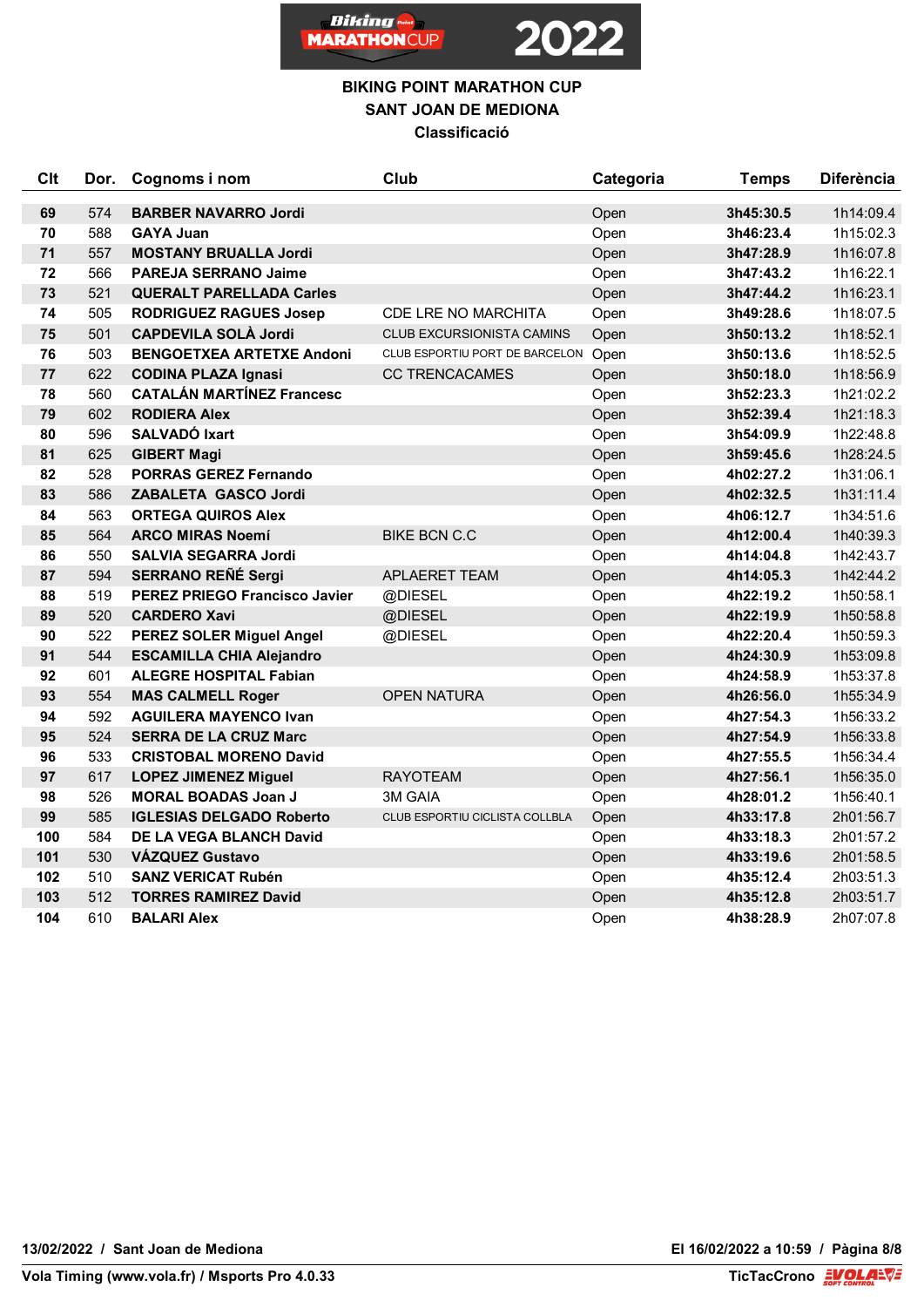**BIKING POINT MARATHON CUP**
**SANT JOAN DE MEDIONA**
**Classificació**

| Clt | Dor. | Cognoms i nom | Club | Categoria | Temps | Diferència |
|---|---|---|---|---|---|---|
| 69 | 574 | **BARBER NAVARRO Jordi** | | Open | **3h45:30.5** | 1h14:09.4 |
| 70 | 588 | **GAYA Juan** | | Open | **3h46:23.4** | 1h15:02.3 |
| 71 | 557 | **MOSTANY BRUALLA Jordi** | | Open | **3h47:28.9** | 1h16:07.8 |
| 72 | 566 | **PAREJA SERRANO Jaime** | | Open | **3h47:43.2** | 1h16:22.1 |
| 73 | 521 | **QUERALT PARELLADA Carles** | | Open | **3h47:44.2** | 1h16:23.1 |
| 74 | 505 | **RODRIGUEZ RAGUES Josep** | CDE LRE NO MARCHITA | Open | **3h49:28.6** | 1h18:07.5 |
| 75 | 501 | **CAPDEVILA SOLÀ Jordi** | CLUB EXCURSIONISTA CAMINS | Open | **3h50:13.2** | 1h18:52.1 |
| 76 | 503 | **BENGOETXEA ARTETXE Andoni** | CLUB ESPORTIU PORT DE BARCELON | Open | **3h50:13.6** | 1h18:52.5 |
| 77 | 622 | **CODINA PLAZA Ignasi** | CC TRENCACAMES | Open | **3h50:18.0** | 1h18:56.9 |
| 78 | 560 | **CATALÁN MARTÍNEZ Francesc** | | Open | **3h52:23.3** | 1h21:02.2 |
| 79 | 602 | **RODIERA Alex** | | Open | **3h52:39.4** | 1h21:18.3 |
| 80 | 596 | **SALVADÓ Ixart** | | Open | **3h54:09.9** | 1h22:48.8 |
| 81 | 625 | **GIBERT Magi** | | Open | **3h59:45.6** | 1h28:24.5 |
| 82 | 528 | **PORRAS GEREZ Fernando** | | Open | **4h02:27.2** | 1h31:06.1 |
| 83 | 586 | **ZABALETA GASCO Jordi** | | Open | **4h02:32.5** | 1h31:11.4 |
| 84 | 563 | **ORTEGA QUIROS Alex** | | Open | **4h06:12.7** | 1h34:51.6 |
| 85 | 564 | **ARCO MIRAS Noemí** | BIKE BCN C.C | Open | **4h12:00.4** | 1h40:39.3 |
| 86 | 550 | **SALVIA SEGARRA Jordi** | | Open | **4h14:04.8** | 1h42:43.7 |
| 87 | 594 | **SERRANO REÑÉ Sergi** | APLAERET TEAM | Open | **4h14:05.3** | 1h42:44.2 |
| 88 | 519 | **PEREZ PRIEGO Francisco Javier** | @DIESEL | Open | **4h22:19.2** | 1h50:58.1 |
| 89 | 520 | **CARDERO Xavi** | @DIESEL | Open | **4h22:19.9** | 1h50:58.8 |
| 90 | 522 | **PEREZ SOLER Miguel Angel** | @DIESEL | Open | **4h22:20.4** | 1h50:59.3 |
| 91 | 544 | **ESCAMILLA CHIA Alejandro** | | Open | **4h24:30.9** | 1h53:09.8 |
| 92 | 601 | **ALEGRE HOSPITAL Fabian** | | Open | **4h24:58.9** | 1h53:37.8 |
| 93 | 554 | **MAS CALMELL Roger** | OPEN NATURA | Open | **4h26:56.0** | 1h55:34.9 |
| 94 | 592 | **AGUILERA MAYENCO Ivan** | | Open | **4h27:54.3** | 1h56:33.2 |
| 95 | 524 | **SERRA DE LA CRUZ Marc** | | Open | **4h27:54.9** | 1h56:33.8 |
| 96 | 533 | **CRISTOBAL MORENO David** | | Open | **4h27:55.5** | 1h56:34.4 |
| 97 | 617 | **LOPEZ JIMENEZ Miguel** | RAYOTEAM | Open | **4h27:56.1** | 1h56:35.0 |
| 98 | 526 | **MORAL BOADAS Joan J** | 3M GAIA | Open | **4h28:01.2** | 1h56:40.1 |
| 99 | 585 | **IGLESIAS DELGADO Roberto** | CLUB ESPORTIU CICLISTA COLLBLA | Open | **4h33:17.8** | 2h01:56.7 |
| 100 | 584 | **DE LA VEGA BLANCH David** | | Open | **4h33:18.3** | 2h01:57.2 |
| 101 | 530 | **VÁZQUEZ Gustavo** | | Open | **4h33:19.6** | 2h01:58.5 |
| 102 | 510 | **SANZ VERICAT Rubén** | | Open | **4h35:12.4** | 2h03:51.3 |
| 103 | 512 | **TORRES RAMIREZ David** | | Open | **4h35:12.8** | 2h03:51.7 |
| 104 | 610 | **BALARI Alex** | | Open | **4h38:28.9** | 2h07:07.8 |

**13/02/2022 / Sant Joan de Mediona** — **El 16/02/2022 a 10:59**

**Vola Timing (www.vola.fr) / Msports Pro 4.0.33** — **TicTacCrono**